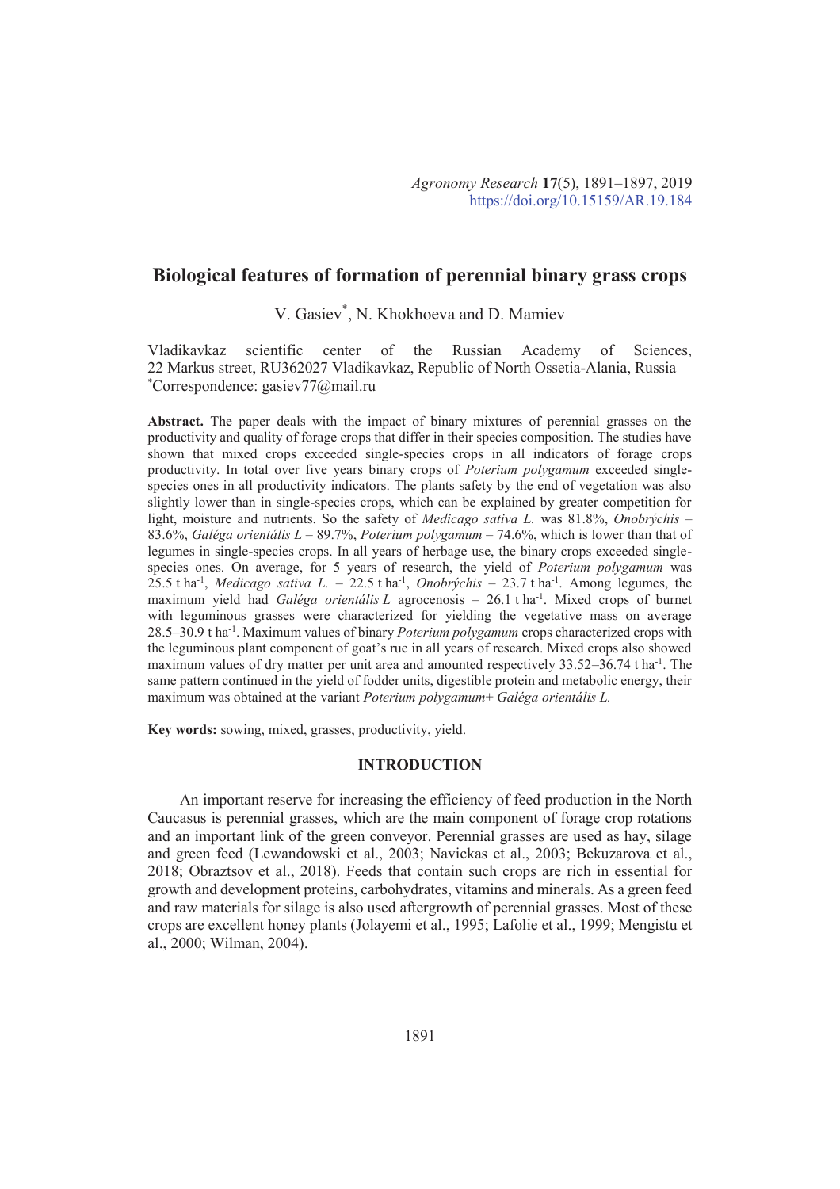*Agronomy Research* **17**(5), 1891–1897, 2019
https://doi.org/10.15159/AR.19.184

# Biological features of formation of perennial binary grass crops

V. Gasiev[*], N. Khokhoeva and D. Mamiev

Vladikavkaz scientific center of the Russian Academy of Sciences, 22 Markus street, RU362027 Vladikavkaz, Republic of North Ossetia-Alania, Russia
[*]Correspondence: gasiev77@mail.ru

**Abstract.** The paper deals with the impact of binary mixtures of perennial grasses on the productivity and quality of forage crops that differ in their species composition. The studies have shown that mixed crops exceeded single-species crops in all indicators of forage crops productivity. In total over five years binary crops of *Poterium polygamum* exceeded single-species ones in all productivity indicators. The plants safety by the end of vegetation was also slightly lower than in single-species crops, which can be explained by greater competition for light, moisture and nutrients. So the safety of *Medicago sativa L.* was 81.8%, *Onobrýchis* – 83.6%, *Galéga orientális L* – 89.7%, *Poterium polygamum* – 74.6%, which is lower than that of legumes in single-species crops. In all years of herbage use, the binary crops exceeded single-species ones. On average, for 5 years of research, the yield of *Poterium polygamum* was 25.5 t ha$^{-1}$, *Medicago sativa L.* – 22.5 t ha$^{-1}$, *Onobrýchis* – 23.7 t ha$^{-1}$. Among legumes, the maximum yield had *Galéga orientális L* agrocenosis – 26.1 t ha$^{-1}$. Mixed crops of burnet with leguminous grasses were characterized for yielding the vegetative mass on average 28.5–30.9 t ha$^{-1}$. Maximum values of binary *Poterium polygamum* crops characterized crops with the leguminous plant component of goat's rue in all years of research. Mixed crops also showed maximum values of dry matter per unit area and amounted respectively 33.52–36.74 t ha$^{-1}$. The same pattern continued in the yield of fodder units, digestible protein and metabolic energy, their maximum was obtained at the variant *Poterium polygamum*+ *Galéga orientális L.*

**Key words:** sowing, mixed, grasses, productivity, yield.

## INTRODUCTION

An important reserve for increasing the efficiency of feed production in the North Caucasus is perennial grasses, which are the main component of forage crop rotations and an important link of the green conveyor. Perennial grasses are used as hay, silage and green feed (Lewandowski et al., 2003; Navickas et al., 2003; Bekuzarova et al., 2018; Obraztsov et al., 2018). Feeds that contain such crops are rich in essential for growth and development proteins, carbohydrates, vitamins and minerals. As a green feed and raw materials for silage is also used aftergrowth of perennial grasses. Most of these crops are excellent honey plants (Jolayemi et al., 1995; Lafolie et al., 1999; Mengistu et al., 2000; Wilman, 2004).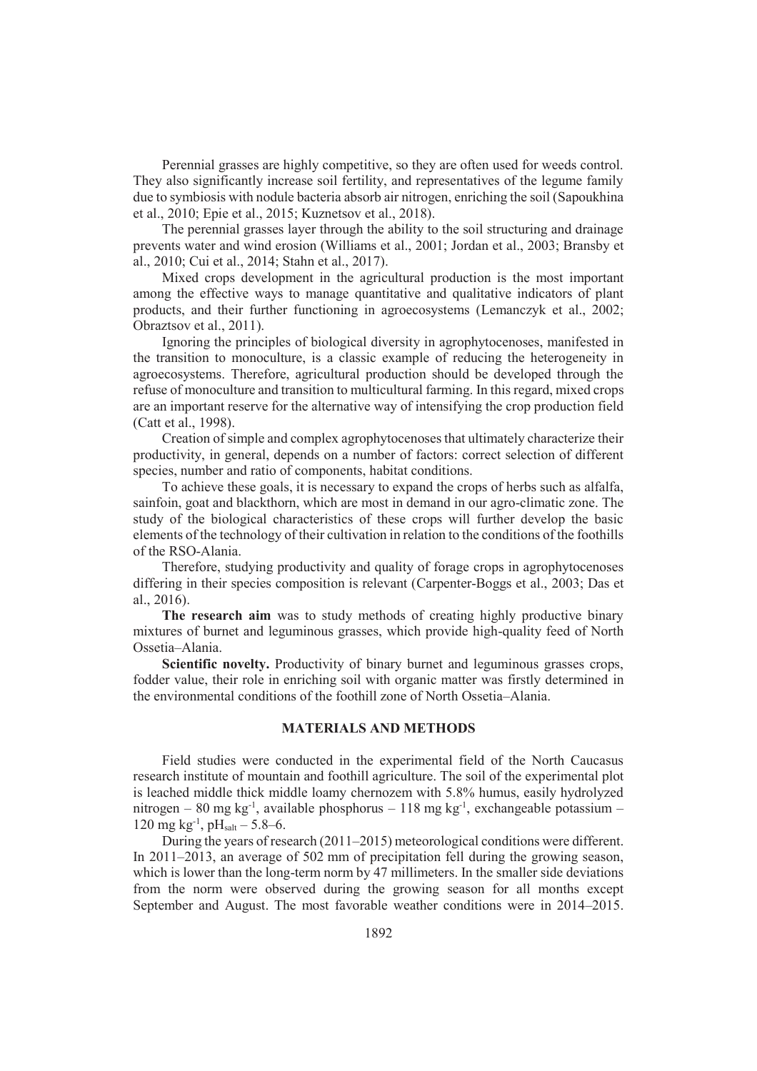Perennial grasses are highly competitive, so they are often used for weeds control. They also significantly increase soil fertility, and representatives of the legume family due to symbiosis with nodule bacteria absorb air nitrogen, enriching the soil (Sapoukhina et al., 2010; Epie et al., 2015; Kuznetsov et al., 2018).

The perennial grasses layer through the ability to the soil structuring and drainage prevents water and wind erosion (Williams et al., 2001; Jordan et al., 2003; Bransby et al., 2010; Cui et al., 2014; Stahn et al., 2017).

Mixed crops development in the agricultural production is the most important among the effective ways to manage quantitative and qualitative indicators of plant products, and their further functioning in agroecosystems (Lemanczyk et al., 2002; Obraztsov et al., 2011).

Ignoring the principles of biological diversity in agrophytocenoses, manifested in the transition to monoculture, is a classic example of reducing the heterogeneity in agroecosystems. Therefore, agricultural production should be developed through the refuse of monoculture and transition to multicultural farming. In this regard, mixed crops are an important reserve for the alternative way of intensifying the crop production field (Catt et al., 1998).

Creation of simple and complex agrophytocenoses that ultimately characterize their productivity, in general, depends on a number of factors: correct selection of different species, number and ratio of components, habitat conditions.

To achieve these goals, it is necessary to expand the crops of herbs such as alfalfa, sainfoin, goat and blackthorn, which are most in demand in our agro-climatic zone. The study of the biological characteristics of these crops will further develop the basic elements of the technology of their cultivation in relation to the conditions of the foothills of the RSO-Alania.

Therefore, studying productivity and quality of forage crops in agrophytocenoses differing in their species composition is relevant (Carpenter-Boggs et al., 2003; Das et al., 2016).

**The research aim** was to study methods of creating highly productive binary mixtures of burnet and leguminous grasses, which provide high-quality feed of North Ossetia–Alania.

**Scientific novelty.** Productivity of binary burnet and leguminous grasses crops, fodder value, their role in enriching soil with organic matter was firstly determined in the environmental conditions of the foothill zone of North Ossetia–Alania.

## MATERIALS AND METHODS

Field studies were conducted in the experimental field of the North Caucasus research institute of mountain and foothill agriculture. The soil of the experimental plot is leached middle thick middle loamy chernozem with 5.8% humus, easily hydrolyzed nitrogen – 80 mg $kg^{-1}$, available phosphorus – 118 mg $kg^{-1}$, exchangeable potassium – 120 mg $kg^{-1}$, $pH_{salt}$ – 5.8–6.

During the years of research (2011–2015) meteorological conditions were different. In 2011–2013, an average of 502 mm of precipitation fell during the growing season, which is lower than the long-term norm by 47 millimeters. In the smaller side deviations from the norm were observed during the growing season for all months except September and August. The most favorable weather conditions were in 2014–2015.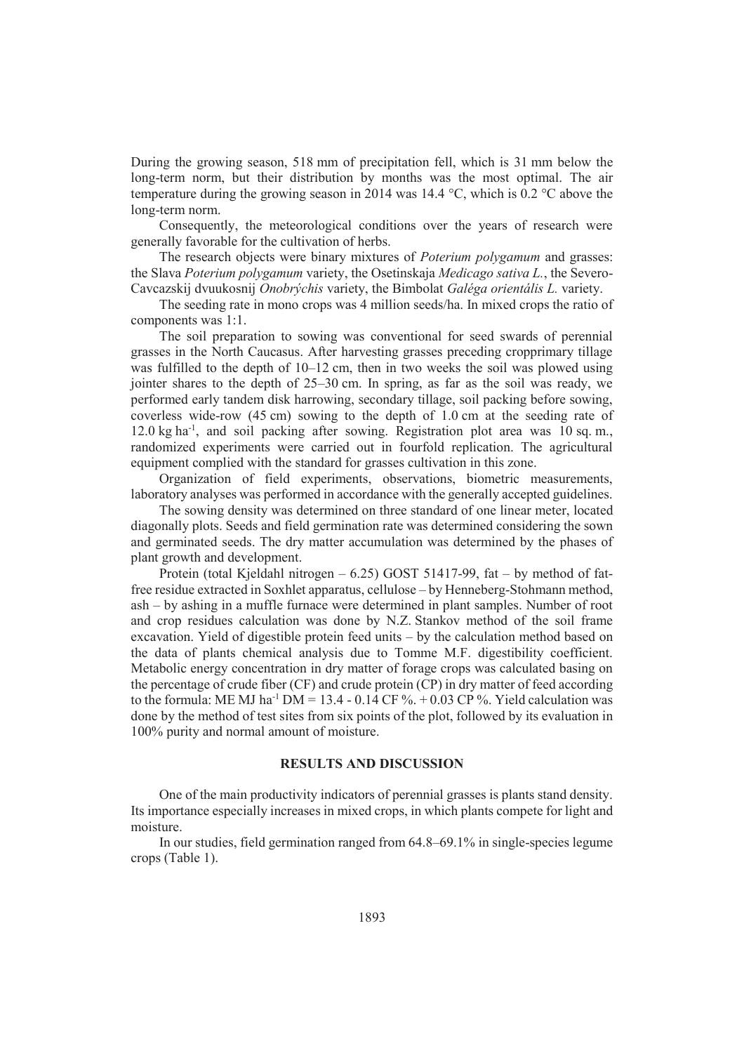During the growing season, 518 mm of precipitation fell, which is 31 mm below the long-term norm, but their distribution by months was the most optimal. The air temperature during the growing season in 2014 was 14.4 °C, which is 0.2 °C above the long-term norm.

Consequently, the meteorological conditions over the years of research were generally favorable for the cultivation of herbs.

The research objects were binary mixtures of *Poterium polygamum* and grasses: the Slava *Poterium polygamum* variety, the Osetinskaja *Medicago sativa L.*, the Severo-Cavcazskij dvuukosnij *Onobrýchis* variety, the Bimbolat *Galéga orientális L.* variety.

The seeding rate in mono crops was 4 million seeds/ha. In mixed crops the ratio of components was 1:1.

The soil preparation to sowing was conventional for seed swards of perennial grasses in the North Caucasus. After harvesting grasses preceding cropprimary tillage was fulfilled to the depth of 10–12 cm, then in two weeks the soil was plowed using jointer shares to the depth of 25–30 cm. In spring, as far as the soil was ready, we performed early tandem disk harrowing, secondary tillage, soil packing before sowing, coverless wide-row (45 cm) sowing to the depth of 1.0 cm at the seeding rate of 12.0 kg $ha^{-1}$, and soil packing after sowing. Registration plot area was 10 sq. m., randomized experiments were carried out in fourfold replication. The agricultural equipment complied with the standard for grasses cultivation in this zone.

Organization of field experiments, observations, biometric measurements, laboratory analyses was performed in accordance with the generally accepted guidelines.

The sowing density was determined on three standard of one linear meter, located diagonally plots. Seeds and field germination rate was determined considering the sown and germinated seeds. The dry matter accumulation was determined by the phases of plant growth and development.

Protein (total Kjeldahl nitrogen – 6.25) GOST 51417-99, fat – by method of fat-free residue extracted in Soxhlet apparatus, cellulose – by Henneberg-Stohmann method, ash – by ashing in a muffle furnace were determined in plant samples. Number of root and crop residues calculation was done by N.Z. Stankov method of the soil frame excavation. Yield of digestible protein feed units – by the calculation method based on the data of plants chemical analysis due to Tomme M.F. digestibility coefficient. Metabolic energy concentration in dry matter of forage crops was calculated basing on the percentage of crude fiber (CF) and crude protein (CP) in dry matter of feed according to the formula: $ME\ MJ\ ha^{-1}\ DM = 13.4 - 0.14\ CF\ \%. + 0.03\ CP\ \%$. Yield calculation was done by the method of test sites from six points of the plot, followed by its evaluation in 100% purity and normal amount of moisture.

## RESULTS AND DISCUSSION

One of the main productivity indicators of perennial grasses is plants stand density. Its importance especially increases in mixed crops, in which plants compete for light and moisture.

In our studies, field germination ranged from 64.8–69.1% in single-species legume crops (Table 1).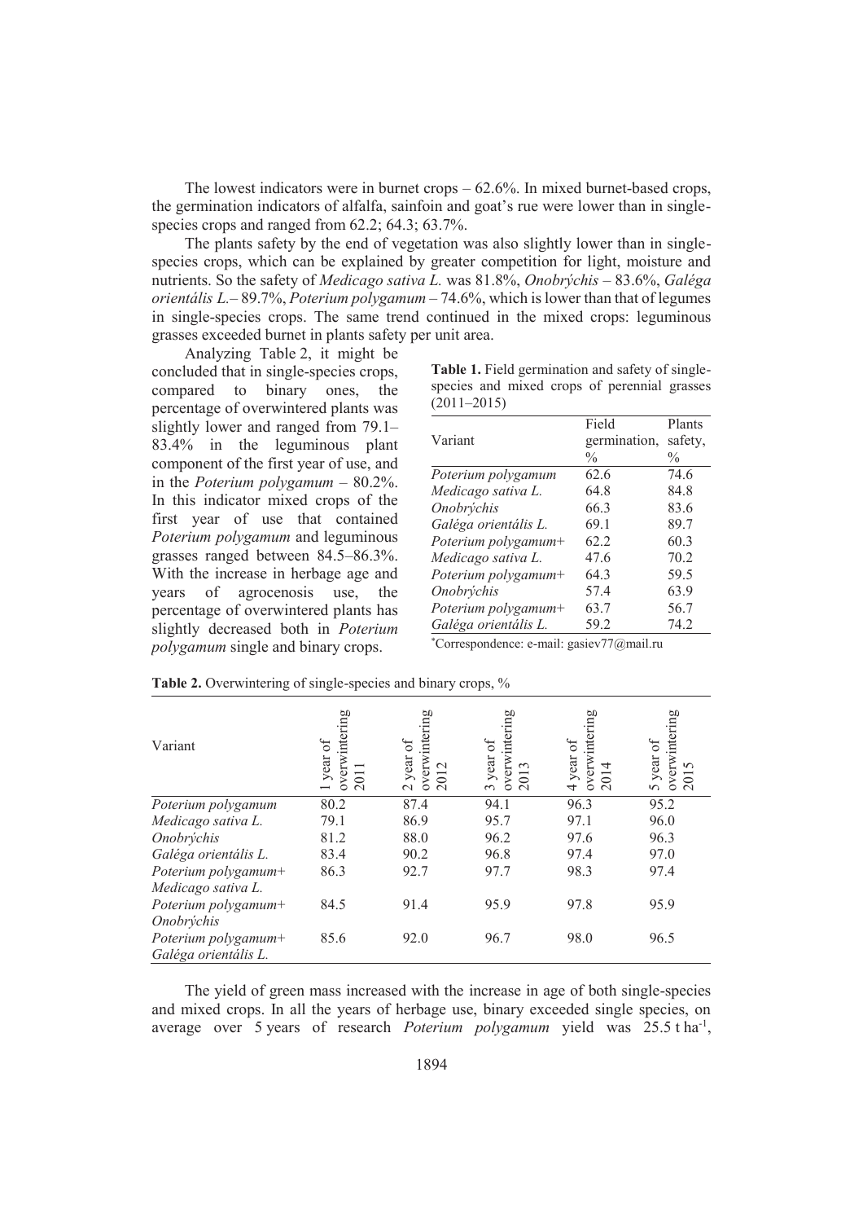The lowest indicators were in burnet crops – 62.6%. In mixed burnet-based crops, the germination indicators of alfalfa, sainfoin and goat's rue were lower than in single-species crops and ranged from 62.2; 64.3; 63.7%.

The plants safety by the end of vegetation was also slightly lower than in single-species crops, which can be explained by greater competition for light, moisture and nutrients. So the safety of *Medicago sativa L.* was 81.8%, *Onobrýchis* – 83.6%, *Galéga orientális L.*– 89.7%, *Poterium polygamum* – 74.6%, which is lower than that of legumes in single-species crops. The same trend continued in the mixed crops: leguminous grasses exceeded burnet in plants safety per unit area.

Analyzing Table 2, it might be concluded that in single-species crops, compared to binary ones, the percentage of overwintered plants was slightly lower and ranged from 79.1–83.4% in the leguminous plant component of the first year of use, and in the *Poterium polygamum* – 80.2%. In this indicator mixed crops of the first year of use that contained *Poterium polygamum* and leguminous grasses ranged between 84.5–86.3%. With the increase in herbage age and years of agrocenosis use, the percentage of overwintered plants has slightly decreased both in *Poterium polygamum* single and binary crops.

**Table 1.** Field germination and safety of single-species and mixed crops of perennial grasses (2011–2015)

| Variant | Field germination, % | Plants safety, % |
|---|---|---|
| *Poterium polygamum* | 62.6 | 74.6 |
| *Medicago sativa L.* | 64.8 | 84.8 |
| *Onobrýchis* | 66.3 | 83.6 |
| *Galéga orientális L.* | 69.1 | 89.7 |
| *Poterium polygamum+* | 62.2 | 60.3 |
| *Medicago sativa L.* | 47.6 | 70.2 |
| *Poterium polygamum+* | 64.3 | 59.5 |
| *Onobrýchis* | 57.4 | 63.9 |
| *Poterium polygamum+* | 63.7 | 56.7 |
| *Galéga orientális L.* | 59.2 | 74.2 |

*Correspondence: e-mail: gasiev77@mail.ru

**Table 2.** Overwintering of single-species and binary crops, %

| Variant | 1 year of overwintering 2011 | 2 year of overwintering 2012 | 3 year of overwintering 2013 | 4 year of overwintering 2014 | 5 year of overwintering 2015 |
|---|---|---|---|---|---|
| *Poterium polygamum* | 80.2 | 87.4 | 94.1 | 96.3 | 95.2 |
| *Medicago sativa L.* | 79.1 | 86.9 | 95.7 | 97.1 | 96.0 |
| *Onobrýchis* | 81.2 | 88.0 | 96.2 | 97.6 | 96.3 |
| *Galéga orientális L.* | 83.4 | 90.2 | 96.8 | 97.4 | 97.0 |
| *Poterium polygamum+ Medicago sativa L.* | 86.3 | 92.7 | 97.7 | 98.3 | 97.4 |
| *Poterium polygamum+ Onobrýchis* | 84.5 | 91.4 | 95.9 | 97.8 | 95.9 |
| *Poterium polygamum+ Galéga orientális L.* | 85.6 | 92.0 | 96.7 | 98.0 | 96.5 |

The yield of green mass increased with the increase in age of both single-species and mixed crops. In all the years of herbage use, binary exceeded single species, on average over 5 years of research *Poterium polygamum* yield was 25.5 t ha$^{-1}$,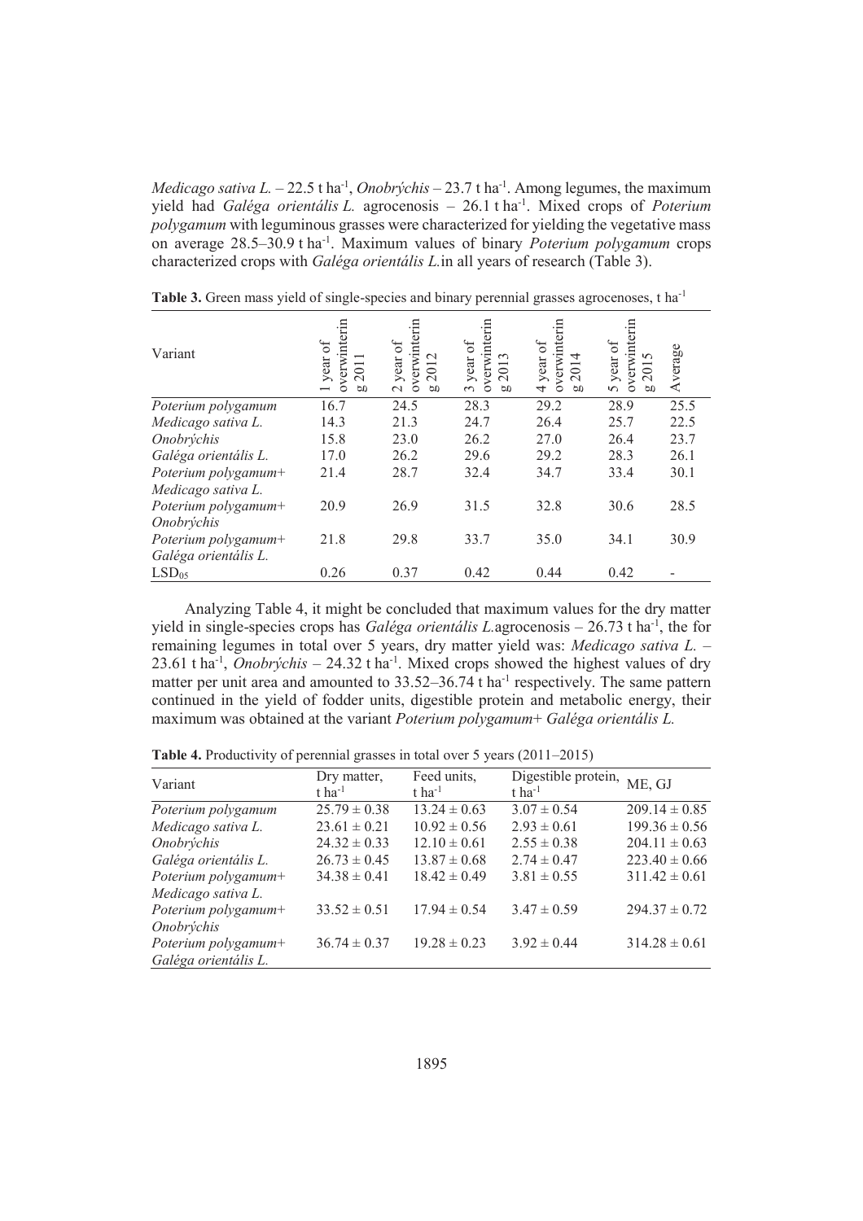*Medicago sativa L.* – 22.5 t ha$^{-1}$, *Onobrýchis* – 23.7 t ha$^{-1}$. Among legumes, the maximum yield had *Galéga orientális L.* agrocenosis – 26.1 t ha$^{-1}$. Mixed crops of *Poterium polygamum* with leguminous grasses were characterized for yielding the vegetative mass on average 28.5–30.9 t ha$^{-1}$. Maximum values of binary *Poterium polygamum* crops characterized crops with *Galéga orientális L.*in all years of research (Table 3).

**Table 3.** Green mass yield of single-species and binary perennial grasses agrocenoses, t ha$^{-1}$

| Variant | 1 year of overwintering 2011 | 2 year of overwintering 2012 | 3 year of overwintering 2013 | 4 year of overwintering 2014 | 5 year of overwintering 2015 | Average |
|---|---|---|---|---|---|---|
| *Poterium polygamum* | 16.7 | 24.5 | 28.3 | 29.2 | 28.9 | 25.5 |
| *Medicago sativa L.* | 14.3 | 21.3 | 24.7 | 26.4 | 25.7 | 22.5 |
| *Onobrýchis* | 15.8 | 23.0 | 26.2 | 27.0 | 26.4 | 23.7 |
| *Galéga orientális L.* | 17.0 | 26.2 | 29.6 | 29.2 | 28.3 | 26.1 |
| *Poterium polygamum+ Medicago sativa L.* | 21.4 | 28.7 | 32.4 | 34.7 | 33.4 | 30.1 |
| *Poterium polygamum+ Onobrýchis* | 20.9 | 26.9 | 31.5 | 32.8 | 30.6 | 28.5 |
| *Poterium polygamum+ Galéga orientális L.* | 21.8 | 29.8 | 33.7 | 35.0 | 34.1 | 30.9 |
| $LSD_{05}$ | 0.26 | 0.37 | 0.42 | 0.44 | 0.42 | - |

Analyzing Table 4, it might be concluded that maximum values for the dry matter yield in single-species crops has *Galéga orientális L.*agrocenosis – 26.73 t ha$^{-1}$, the for remaining legumes in total over 5 years, dry matter yield was: *Medicago sativa L.* – 23.61 t ha$^{-1}$, *Onobrýchis* – 24.32 t ha$^{-1}$. Mixed crops showed the highest values of dry matter per unit area and amounted to 33.52–36.74 t ha$^{-1}$ respectively. The same pattern continued in the yield of fodder units, digestible protein and metabolic energy, their maximum was obtained at the variant *Poterium polygamum+ Galéga orientális L.*

**Table 4.** Productivity of perennial grasses in total over 5 years (2011–2015)

| Variant | Dry matter, t ha$^{-1}$ | Feed units, t ha$^{-1}$ | Digestible protein, t ha$^{-1}$ | ME, GJ |
|---|---|---|---|---|
| *Poterium polygamum* | 25.79 ± 0.38 | 13.24 ± 0.63 | 3.07 ± 0.54 | 209.14 ± 0.85 |
| *Medicago sativa L.* | 23.61 ± 0.21 | 10.92 ± 0.56 | 2.93 ± 0.61 | 199.36 ± 0.56 |
| *Onobrýchis* | 24.32 ± 0.33 | 12.10 ± 0.61 | 2.55 ± 0.38 | 204.11 ± 0.63 |
| *Galéga orientális L.* | 26.73 ± 0.45 | 13.87 ± 0.68 | 2.74 ± 0.47 | 223.40 ± 0.66 |
| *Poterium polygamum+ Medicago sativa L.* | 34.38 ± 0.41 | 18.42 ± 0.49 | 3.81 ± 0.55 | 311.42 ± 0.61 |
| *Poterium polygamum+ Onobrýchis* | 33.52 ± 0.51 | 17.94 ± 0.54 | 3.47 ± 0.59 | 294.37 ± 0.72 |
| *Poterium polygamum+ Galéga orientális L.* | 36.74 ± 0.37 | 19.28 ± 0.23 | 3.92 ± 0.44 | 314.28 ± 0.61 |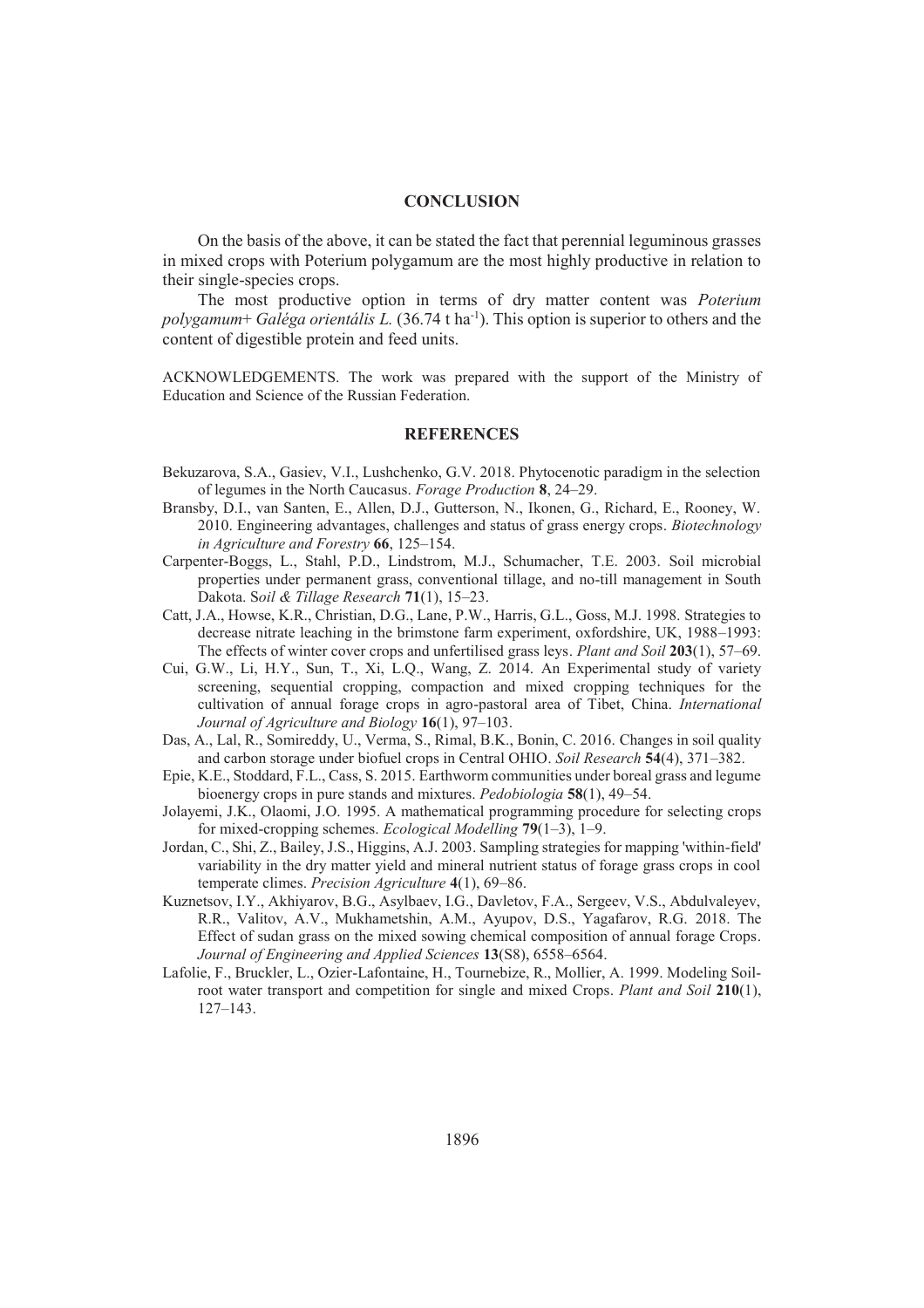## CONCLUSION

On the basis of the above, it can be stated the fact that perennial leguminous grasses in mixed crops with Poterium polygamum are the most highly productive in relation to their single-species crops.

The most productive option in terms of dry matter content was *Poterium polygamum*+ *Galéga orientális L.* (36.74 t ha$^{-1}$). This option is superior to others and the content of digestible protein and feed units.

ACKNOWLEDGEMENTS. The work was prepared with the support of the Ministry of Education and Science of the Russian Federation.

## REFERENCES

Bekuzarova, S.A., Gasiev, V.I., Lushchenko, G.V. 2018. Phytocenotic paradigm in the selection of legumes in the North Caucasus. *Forage Production* **8**, 24–29.

Bransby, D.I., van Santen, E., Allen, D.J., Gutterson, N., Ikonen, G., Richard, E., Rooney, W. 2010. Engineering advantages, challenges and status of grass energy crops. *Biotechnology in Agriculture and Forestry* **66**, 125–154.

Carpenter-Boggs, L., Stahl, P.D., Lindstrom, M.J., Schumacher, T.E. 2003. Soil microbial properties under permanent grass, conventional tillage, and no-till management in South Dakota. S*oil & Tillage Research* **71**(1), 15–23.

Catt, J.A., Howse, K.R., Christian, D.G., Lane, P.W., Harris, G.L., Goss, M.J. 1998. Strategies to decrease nitrate leaching in the brimstone farm experiment, oxfordshire, UK, 1988–1993: The effects of winter cover crops and unfertilised grass leys. *Plant and Soil* **203**(1), 57–69.

Cui, G.W., Li, H.Y., Sun, T., Xi, L.Q., Wang, Z. 2014. An Experimental study of variety screening, sequential cropping, compaction and mixed cropping techniques for the cultivation of annual forage crops in agro-pastoral area of Tibet, China. *International Journal of Agriculture and Biology* **16**(1), 97–103.

Das, A., Lal, R., Somireddy, U., Verma, S., Rimal, B.K., Bonin, C. 2016. Changes in soil quality and carbon storage under biofuel crops in Central OHIO. *Soil Research* **54**(4), 371–382.

Epie, K.E., Stoddard, F.L., Cass, S. 2015. Earthworm communities under boreal grass and legume bioenergy crops in pure stands and mixtures. *Pedobiologia* **58**(1), 49–54.

Jolayemi, J.K., Olaomi, J.O. 1995. A mathematical programming procedure for selecting crops for mixed-cropping schemes. *Ecological Modelling* **79**(1–3), 1–9.

Jordan, C., Shi, Z., Bailey, J.S., Higgins, A.J. 2003. Sampling strategies for mapping 'within-field' variability in the dry matter yield and mineral nutrient status of forage grass crops in cool temperate climes. *Precision Agriculture* **4**(1), 69–86.

Kuznetsov, I.Y., Akhiyarov, B.G., Asylbaev, I.G., Davletov, F.A., Sergeev, V.S., Abdulvaleyev, R.R., Valitov, A.V., Mukhametshin, A.M., Ayupov, D.S., Yagafarov, R.G. 2018. The Effect of sudan grass on the mixed sowing chemical composition of annual forage Crops. *Journal of Engineering and Applied Sciences* **13**(S8), 6558–6564.

Lafolie, F., Bruckler, L., Ozier-Lafontaine, H., Tournebize, R., Mollier, A. 1999. Modeling Soil-root water transport and competition for single and mixed Crops. *Plant and Soil* **210**(1), 127–143.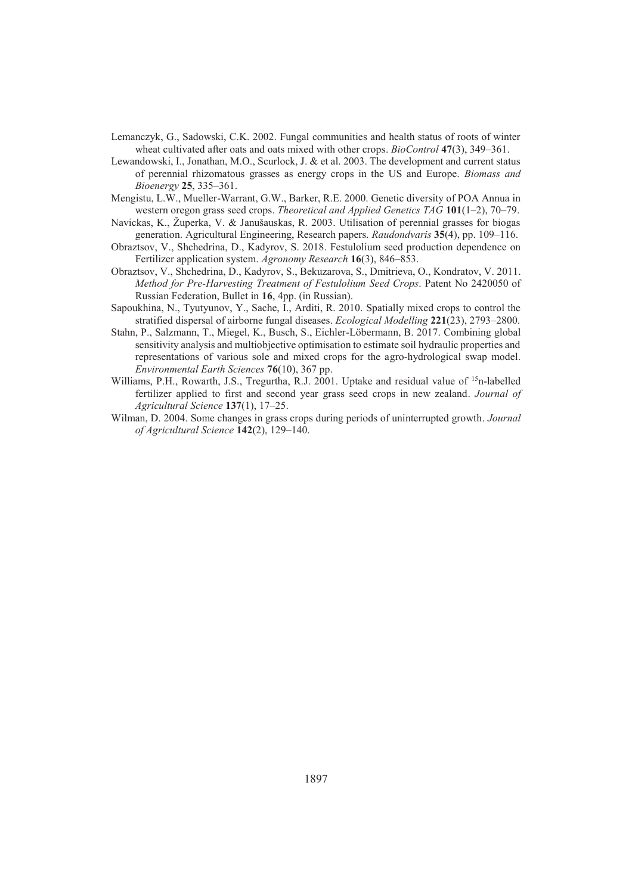Lemanczyk, G., Sadowski, C.K. 2002. Fungal communities and health status of roots of winter wheat cultivated after oats and oats mixed with other crops. *BioControl* **47**(3), 349–361.

Lewandowski, I., Jonathan, M.O., Scurlock, J. & et al. 2003. The development and current status of perennial rhizomatous grasses as energy crops in the US and Europe. *Biomass and Bioenergy* **25**, 335–361.

Mengistu, L.W., Mueller-Warrant, G.W., Barker, R.E. 2000. Genetic diversity of POA Annua in western oregon grass seed crops. *Theoretical and Applied Genetics TAG* **101**(1–2), 70–79.

Navickas, K., Župerka, V. & Janušauskas, R. 2003. Utilisation of perennial grasses for biogas generation. Agricultural Engineering, Research papers. *Raudondvaris* **35**(4), pp. 109–116.

Obraztsov, V., Shchedrina, D., Kadyrov, S. 2018. Festulolium seed production dependence on Fertilizer application system. *Agronomy Research* **16**(3), 846–853.

Obraztsov, V., Shchedrina, D., Kadyrov, S., Bekuzarova, S., Dmitrieva, O., Kondratov, V. 2011. *Method for Pre-Harvesting Treatment of Festulolium Seed Crops*. Patent No 2420050 of Russian Federation, Bullet in **16**, 4pp. (in Russian).

Sapoukhina, N., Tyutyunov, Y., Sache, I., Arditi, R. 2010. Spatially mixed crops to control the stratified dispersal of airborne fungal diseases. *Ecological Modelling* **221**(23), 2793–2800.

Stahn, P., Salzmann, T., Miegel, K., Busch, S., Eichler-Löbermann, B. 2017. Combining global sensitivity analysis and multiobjective optimisation to estimate soil hydraulic properties and representations of various sole and mixed crops for the agro-hydrological swap model. *Environmental Earth Sciences* **76**(10), 367 pp.

Williams, P.H., Rowarth, J.S., Tregurtha, R.J. 2001. Uptake and residual value of $^{15}$n-labelled fertilizer applied to first and second year grass seed crops in new zealand. *Journal of Agricultural Science* **137**(1), 17–25.

Wilman, D. 2004. Some changes in grass crops during periods of uninterrupted growth. *Journal of Agricultural Science* **142**(2), 129–140.